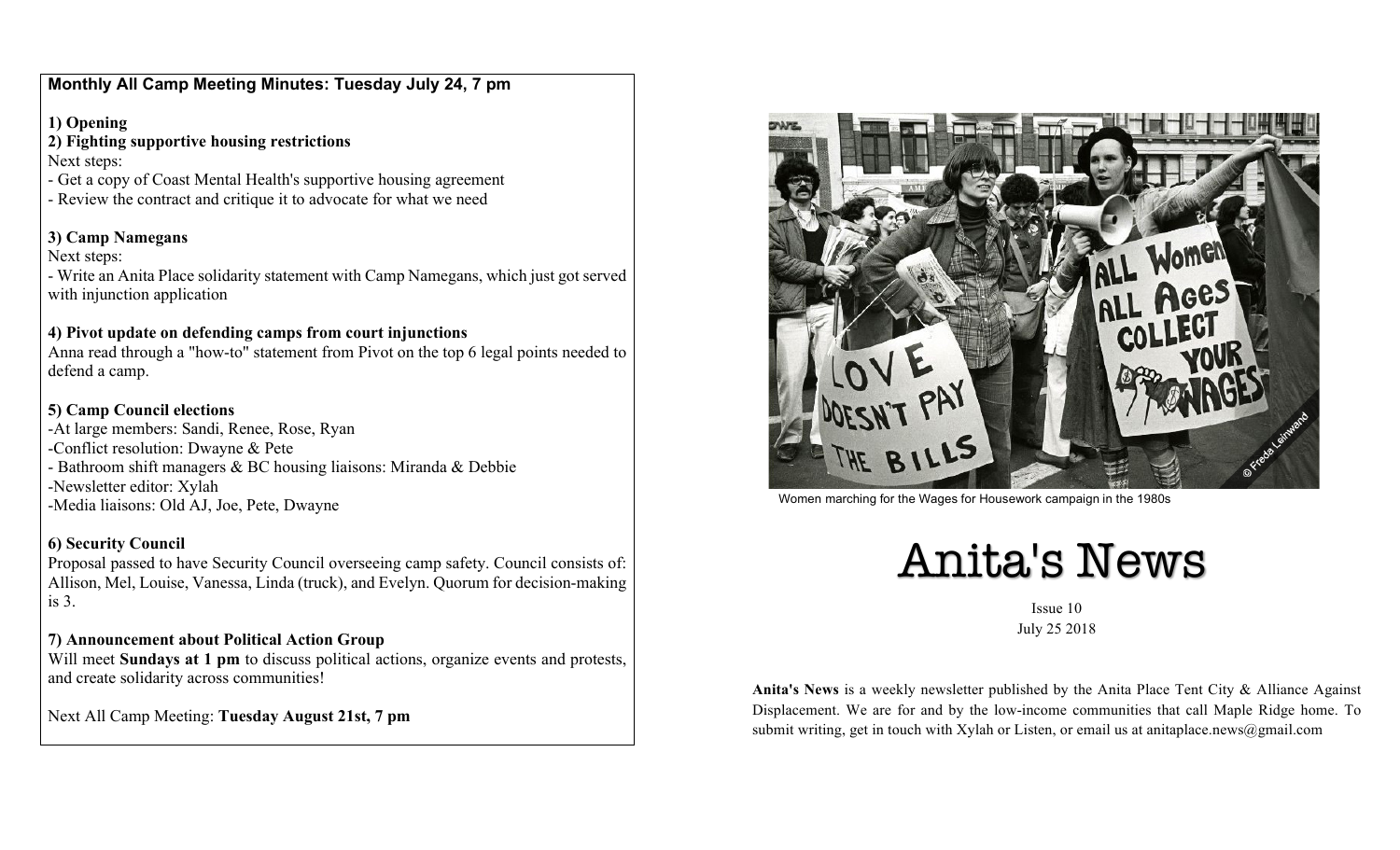**Monthly All Camp Meeting Minutes: Tuesday July 24, 7 pm**

**1) Opening**

**2) Fighting supportive housing restrictions**

Next steps:
- Get a copy of Coast Mental Health's supportive housing agreement
- Review the contract and critique it to advocate for what we need

**3) Camp Namegans**

Next steps:
- Write an Anita Place solidarity statement with Camp Namegans, which just got served with injunction application

**4) Pivot update on defending camps from court injunctions**

Anna read through a "how-to" statement from Pivot on the top 6 legal points needed to defend a camp.

**5) Camp Council elections**

- At large members: Sandi, Renee, Rose, Ryan
- Conflict resolution: Dwayne & Pete
- Bathroom shift managers & BC housing liaisons: Miranda & Debbie
- Newsletter editor: Xylah
- Media liaisons: Old AJ, Joe, Pete, Dwayne

**6) Security Council**

Proposal passed to have Security Council overseeing camp safety. Council consists of: Allison, Mel, Louise, Vanessa, Linda (truck), and Evelyn. Quorum for decision-making is 3.

**7) Announcement about Political Action Group**

Will meet **Sundays at 1 pm** to discuss political actions, organize events and protests, and create solidarity across communities!

Next All Camp Meeting: **Tuesday August 21st, 7 pm**

Women marching for the Wages for Housework campaign in the 1980s

# Anita's News

Issue 10
July 25 2018

**Anita's News** is a weekly newsletter published by the Anita Place Tent City & Alliance Against Displacement. We are for and by the low-income communities that call Maple Ridge home. To submit writing, get in touch with Xylah or Listen, or email us at anitaplace.news@gmail.com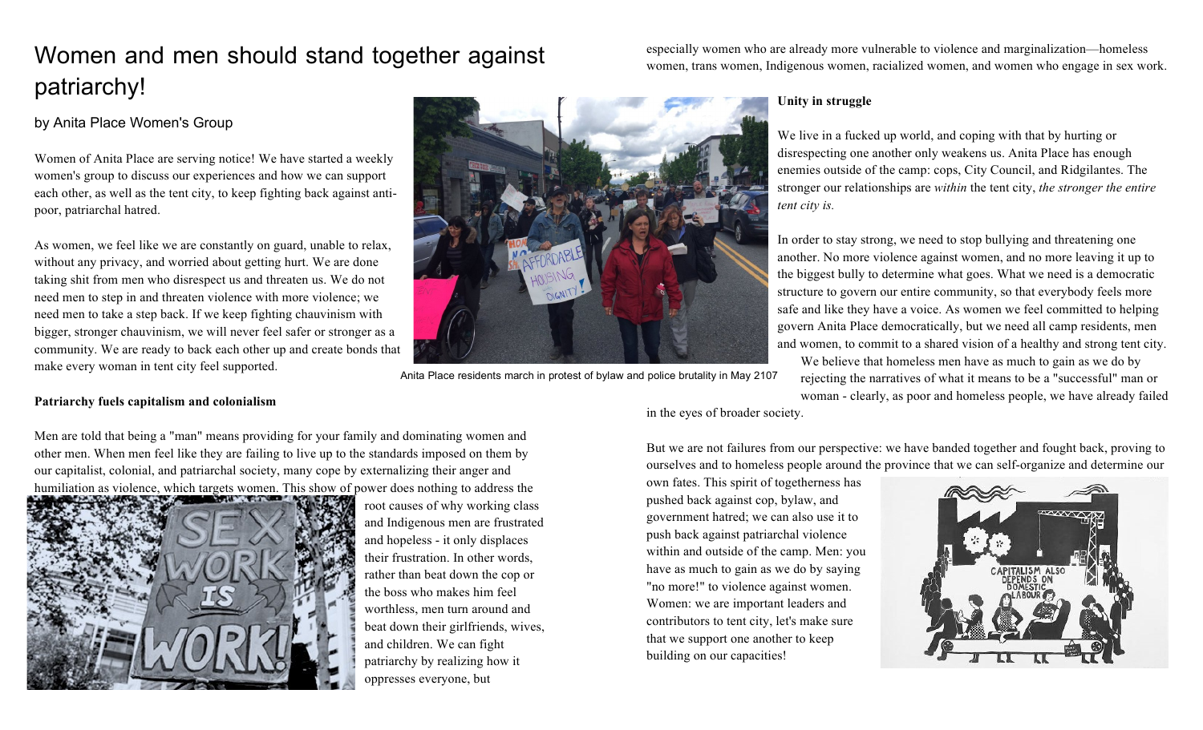# Women and men should stand together against patriarchy!

by Anita Place Women's Group

Women of Anita Place are serving notice! We have started a weekly women's group to discuss our experiences and how we can support each other, as well as the tent city, to keep fighting back against anti-poor, patriarchal hatred.

As women, we feel like we are constantly on guard, unable to relax, without any privacy, and worried about getting hurt. We are done taking shit from men who disrespect us and threaten us. We do not need men to step in and threaten violence with more violence; we need men to take a step back. If we keep fighting chauvinism with bigger, stronger chauvinism, we will never feel safer or stronger as a community. We are ready to back each other up and create bonds that make every woman in tent city feel supported.

Anita Place residents march in protest of bylaw and police brutality in May 2107

**Patriarchy fuels capitalism and colonialism**

Men are told that being a "man" means providing for your family and dominating women and other men. When men feel like they are failing to live up to the standards imposed on them by our capitalist, colonial, and patriarchal society, many cope by externalizing their anger and humiliation as violence, which targets women. This show of power does nothing to address the root causes of why working class and Indigenous men are frustrated and hopeless - it only displaces their frustration. In other words, rather than beat down the cop or the boss who makes him feel worthless, men turn around and beat down their girlfriends, wives, and children. We can fight patriarchy by realizing how it oppresses everyone, but especially women who are already more vulnerable to violence and marginalization—homeless women, trans women, Indigenous women, racialized women, and women who engage in sex work.

**Unity in struggle**

We live in a fucked up world, and coping with that by hurting or disrespecting one another only weakens us. Anita Place has enough enemies outside of the camp: cops, City Council, and Ridgilantes. The stronger our relationships are *within* the tent city, *the stronger the entire tent city is*.

In order to stay strong, we need to stop bullying and threatening one another. No more violence against women, and no more leaving it up to the biggest bully to determine what goes. What we need is a democratic structure to govern our entire community, so that everybody feels more safe and like they have a voice. As women we feel committed to helping govern Anita Place democratically, but we need all camp residents, men and women, to commit to a shared vision of a healthy and strong tent city. We believe that homeless men have as much to gain as we do by rejecting the narratives of what it means to be a "successful" man or woman - clearly, as poor and homeless people, we have already failed in the eyes of broader society.

But we are not failures from our perspective: we have banded together and fought back, proving to ourselves and to homeless people around the province that we can self-organize and determine our own fates. This spirit of togetherness has pushed back against cop, bylaw, and government hatred; we can also use it to push back against patriarchal violence within and outside of the camp. Men: you have as much to gain as we do by saying "no more!" to violence against women. Women: we are important leaders and contributors to tent city, let's make sure that we support one another to keep building on our capacities!